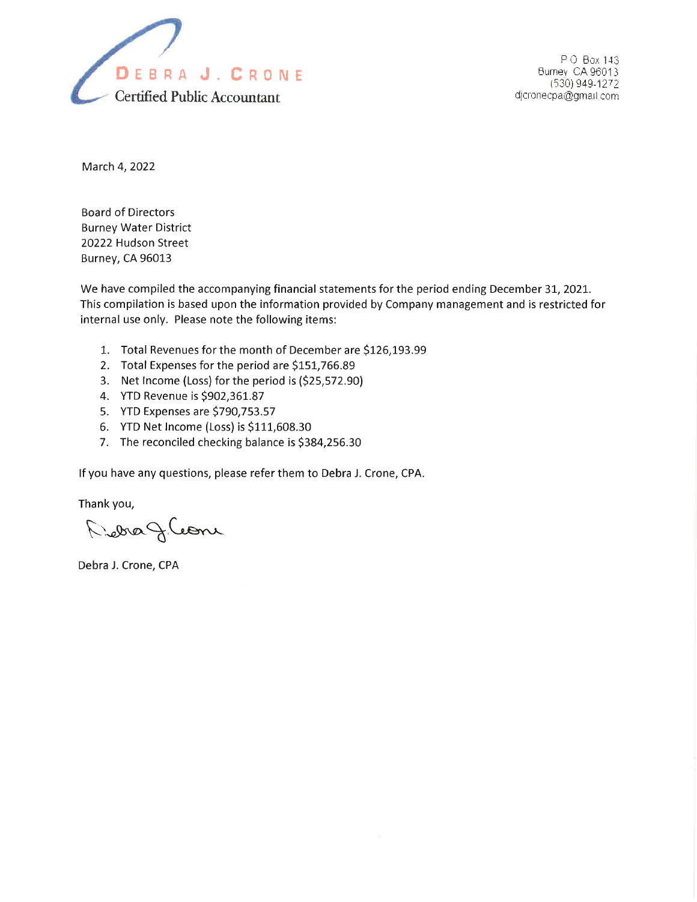# DEBRA J. CRONE
Certified Public Accountant

P.O. Box 143
Burney, CA 96013
(530) 949-1272
djcronecpa@gmail.com

March 4, 2022

Board of Directors
Burney Water District
20222 Hudson Street
Burney, CA 96013

We have compiled the accompanying financial statements for the period ending December 31, 2021. This compilation is based upon the information provided by Company management and is restricted for internal use only. Please note the following items:

1. Total Revenues for the month of December are $126,193.99
2. Total Expenses for the period are $151,766.89
3. Net Income (Loss) for the period is ($25,572.90)
4. YTD Revenue is $902,361.87
5. YTD Expenses are $790,753.57
6. YTD Net Income (Loss) is $111,608.30
7. The reconciled checking balance is $384,256.30

If you have any questions, please refer them to Debra J. Crone, CPA.

Thank you,

Debra J. Crone

Debra J. Crone, CPA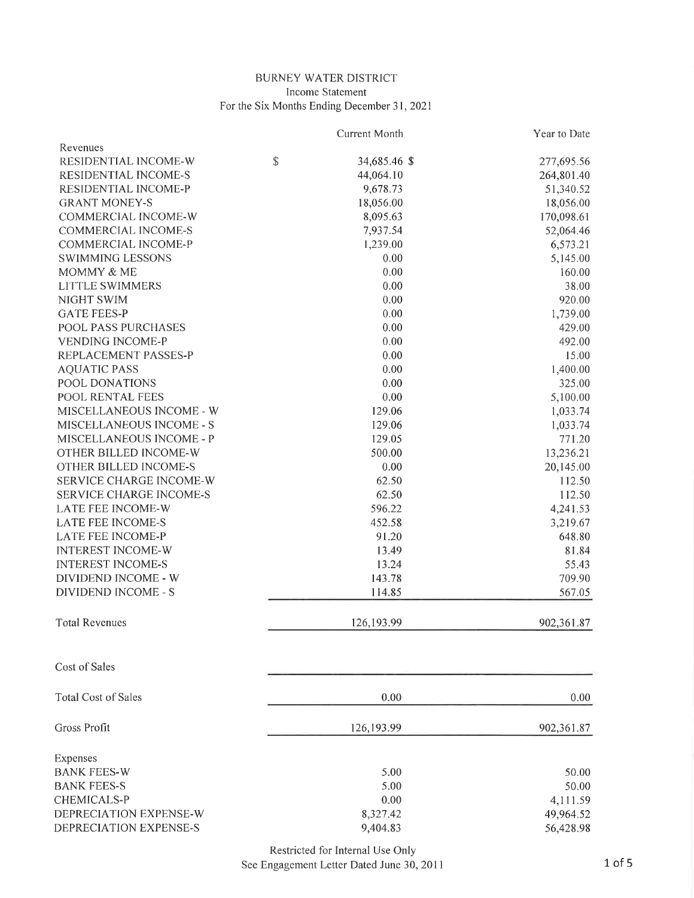BURNEY WATER DISTRICT
Income Statement
For the Six Months Ending December 31, 2021

| | Current Month | Year to Date |
|---|---|---|
| Revenues | | |
| RESIDENTIAL INCOME-W | $ 34,685.46 | $ 277,695.56 |
| RESIDENTIAL INCOME-S | 44,064.10 | 264,801.40 |
| RESIDENTIAL INCOME-P | 9,678.73 | 51,340.52 |
| GRANT MONEY-S | 18,056.00 | 18,056.00 |
| COMMERCIAL INCOME-W | 8,095.63 | 170,098.61 |
| COMMERCIAL INCOME-S | 7,937.54 | 52,064.46 |
| COMMERCIAL INCOME-P | 1,239.00 | 6,573.21 |
| SWIMMING LESSONS | 0.00 | 5,145.00 |
| MOMMY & ME | 0.00 | 160.00 |
| LITTLE SWIMMERS | 0.00 | 38.00 |
| NIGHT SWIM | 0.00 | 920.00 |
| GATE FEES-P | 0.00 | 1,739.00 |
| POOL PASS PURCHASES | 0.00 | 429.00 |
| VENDING INCOME-P | 0.00 | 492.00 |
| REPLACEMENT PASSES-P | 0.00 | 15.00 |
| AQUATIC PASS | 0.00 | 1,400.00 |
| POOL DONATIONS | 0.00 | 325.00 |
| POOL RENTAL FEES | 0.00 | 5,100.00 |
| MISCELLANEOUS INCOME - W | 129.06 | 1,033.74 |
| MISCELLANEOUS INCOME - S | 129.06 | 1,033.74 |
| MISCELLANEOUS INCOME - P | 129.05 | 771.20 |
| OTHER BILLED INCOME-W | 500.00 | 13,236.21 |
| OTHER BILLED INCOME-S | 0.00 | 20,145.00 |
| SERVICE CHARGE INCOME-W | 62.50 | 112.50 |
| SERVICE CHARGE INCOME-S | 62.50 | 112.50 |
| LATE FEE INCOME-W | 596.22 | 4,241.53 |
| LATE FEE INCOME-S | 452.58 | 3,219.67 |
| LATE FEE INCOME-P | 91.20 | 648.80 |
| INTEREST INCOME-W | 13.49 | 81.84 |
| INTEREST INCOME-S | 13.24 | 55.43 |
| DIVIDEND INCOME - W | 143.78 | 709.90 |
| DIVIDEND INCOME - S | 114.85 | 567.05 |
| Total Revenues | 126,193.99 | 902,361.87 |
| Cost of Sales | | |
| Total Cost of Sales | 0.00 | 0.00 |
| Gross Profit | 126,193.99 | 902,361.87 |
| Expenses | | |
| BANK FEES-W | 5.00 | 50.00 |
| BANK FEES-S | 5.00 | 50.00 |
| CHEMICALS-P | 0.00 | 4,111.59 |
| DEPRECIATION EXPENSE-W | 8,327.42 | 49,964.52 |
| DEPRECIATION EXPENSE-S | 9,404.83 | 56,428.98 |

Restricted for Internal Use Only
See Engagement Letter Dated June 30, 2011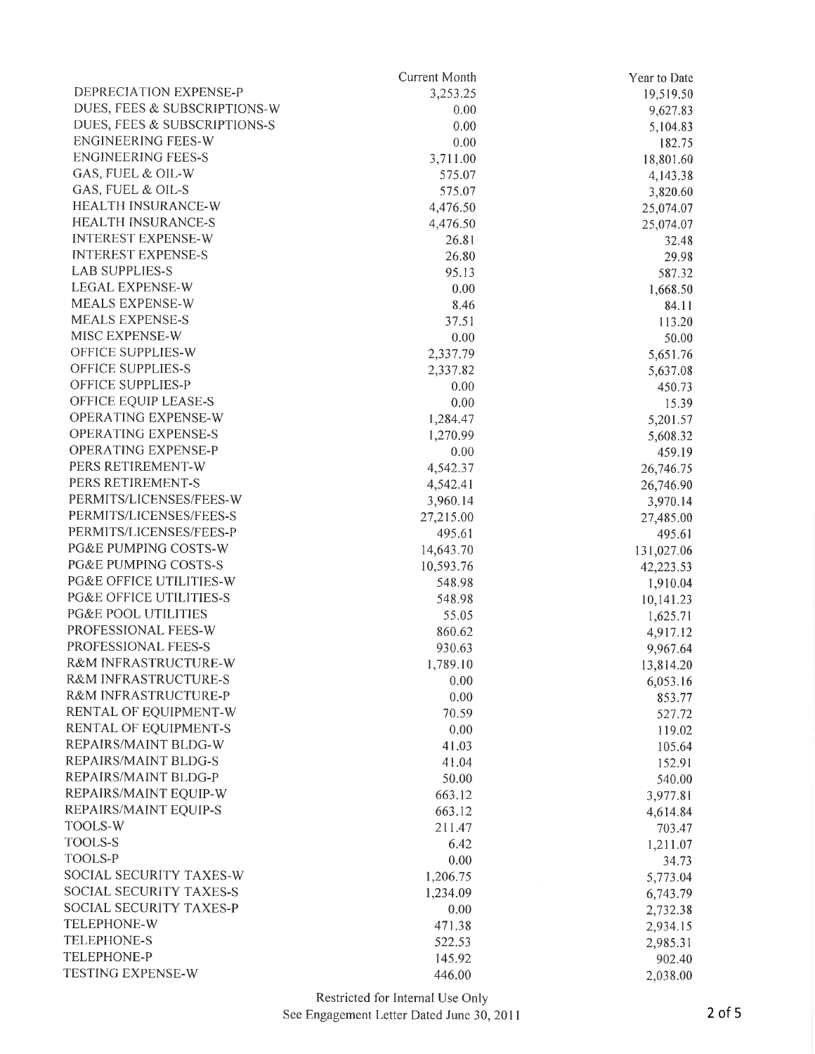| | Current Month | Year to Date |
|---|---|---|
| DEPRECIATION EXPENSE-P | 3,253.25 | 19,519.50 |
| DUES, FEES & SUBSCRIPTIONS-W | 0.00 | 9,627.83 |
| DUES, FEES & SUBSCRIPTIONS-S | 0.00 | 5,104.83 |
| ENGINEERING FEES-W | 0.00 | 182.75 |
| ENGINEERING FEES-S | 3,711.00 | 18,801.60 |
| GAS, FUEL & OIL-W | 575.07 | 4,143.38 |
| GAS, FUEL & OIL-S | 575.07 | 3,820.60 |
| HEALTH INSURANCE-W | 4,476.50 | 25,074.07 |
| HEALTH INSURANCE-S | 4,476.50 | 25,074.07 |
| INTEREST EXPENSE-W | 26.81 | 32.48 |
| INTEREST EXPENSE-S | 26.80 | 29.98 |
| LAB SUPPLIES-S | 95.13 | 587.32 |
| LEGAL EXPENSE-W | 0.00 | 1,668.50 |
| MEALS EXPENSE-W | 8.46 | 84.11 |
| MEALS EXPENSE-S | 37.51 | 113.20 |
| MISC EXPENSE-W | 0.00 | 50.00 |
| OFFICE SUPPLIES-W | 2,337.79 | 5,651.76 |
| OFFICE SUPPLIES-S | 2,337.82 | 5,637.08 |
| OFFICE SUPPLIES-P | 0.00 | 450.73 |
| OFFICE EQUIP LEASE-S | 0.00 | 15.39 |
| OPERATING EXPENSE-W | 1,284.47 | 5,201.57 |
| OPERATING EXPENSE-S | 1,270.99 | 5,608.32 |
| OPERATING EXPENSE-P | 0.00 | 459.19 |
| PERS RETIREMENT-W | 4,542.37 | 26,746.75 |
| PERS RETIREMENT-S | 4,542.41 | 26,746.90 |
| PERMITS/LICENSES/FEES-W | 3,960.14 | 3,970.14 |
| PERMITS/LICENSES/FEES-S | 27,215.00 | 27,485.00 |
| PERMITS/LICENSES/FEES-P | 495.61 | 495.61 |
| PG&E PUMPING COSTS-W | 14,643.70 | 131,027.06 |
| PG&E PUMPING COSTS-S | 10,593.76 | 42,223.53 |
| PG&E OFFICE UTILITIES-W | 548.98 | 1,910.04 |
| PG&E OFFICE UTILITIES-S | 548.98 | 10,141.23 |
| PG&E POOL UTILITIES | 55.05 | 1,625.71 |
| PROFESSIONAL FEES-W | 860.62 | 4,917.12 |
| PROFESSIONAL FEES-S | 930.63 | 9,967.64 |
| R&M INFRASTRUCTURE-W | 1,789.10 | 13,814.20 |
| R&M INFRASTRUCTURE-S | 0.00 | 6,053.16 |
| R&M INFRASTRUCTURE-P | 0.00 | 853.77 |
| RENTAL OF EQUIPMENT-W | 70.59 | 527.72 |
| RENTAL OF EQUIPMENT-S | 0.00 | 119.02 |
| REPAIRS/MAINT BLDG-W | 41.03 | 105.64 |
| REPAIRS/MAINT BLDG-S | 41.04 | 152.91 |
| REPAIRS/MAINT BLDG-P | 50.00 | 540.00 |
| REPAIRS/MAINT EQUIP-W | 663.12 | 3,977.81 |
| REPAIRS/MAINT EQUIP-S | 663.12 | 4,614.84 |
| TOOLS-W | 211.47 | 703.47 |
| TOOLS-S | 6.42 | 1,211.07 |
| TOOLS-P | 0.00 | 34.73 |
| SOCIAL SECURITY TAXES-W | 1,206.75 | 5,773.04 |
| SOCIAL SECURITY TAXES-S | 1,234.09 | 6,743.79 |
| SOCIAL SECURITY TAXES-P | 0.00 | 2,732.38 |
| TELEPHONE-W | 471.38 | 2,934.15 |
| TELEPHONE-S | 522.53 | 2,985.31 |
| TELEPHONE-P | 145.92 | 902.40 |
| TESTING EXPENSE-W | 446.00 | 2,038.00 |

Restricted for Internal Use Only
See Engagement Letter Dated June 30, 2011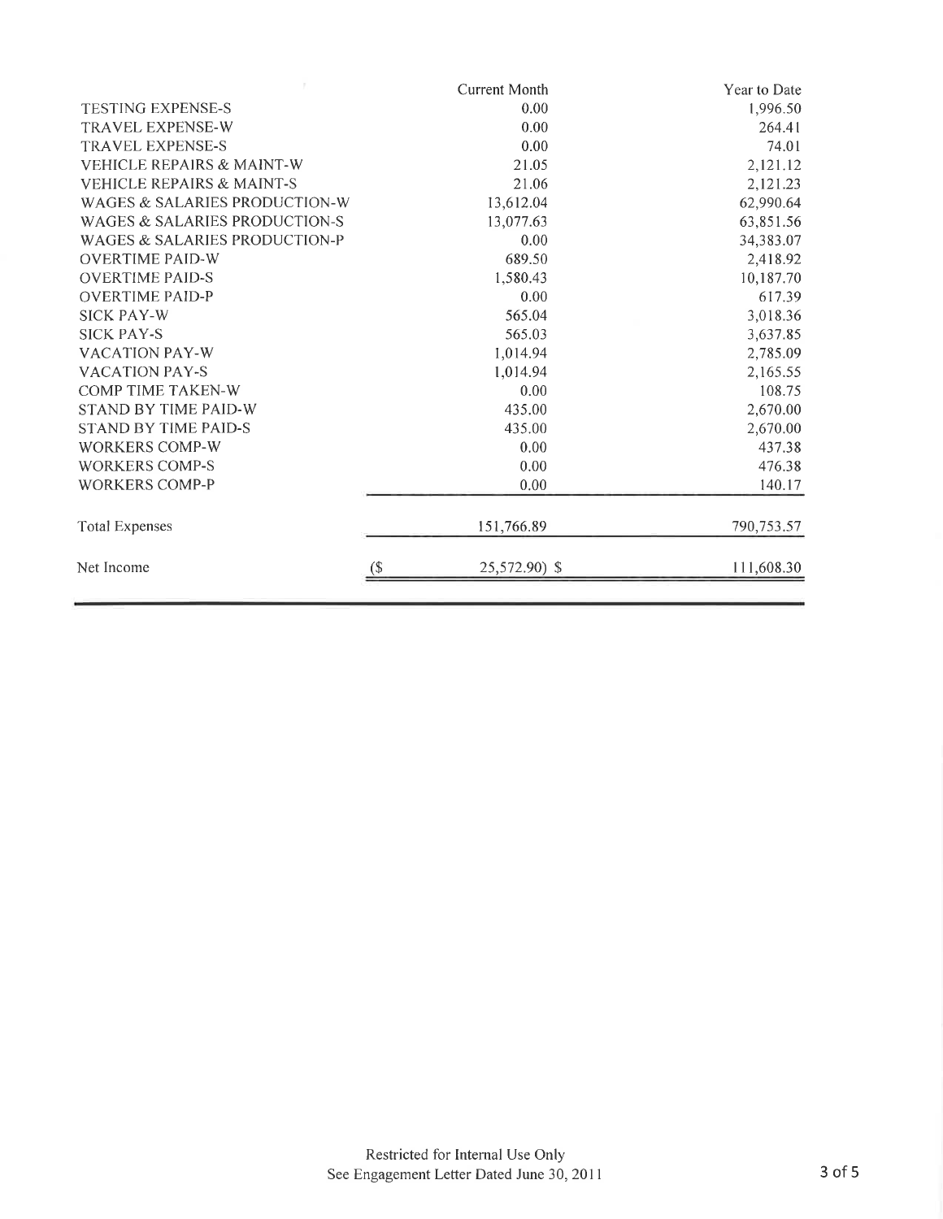| | Current Month | Year to Date |
|---|---|---|
| TESTING EXPENSE-S | 0.00 | 1,996.50 |
| TRAVEL EXPENSE-W | 0.00 | 264.41 |
| TRAVEL EXPENSE-S | 0.00 | 74.01 |
| VEHICLE REPAIRS & MAINT-W | 21.05 | 2,121.12 |
| VEHICLE REPAIRS & MAINT-S | 21.06 | 2,121.23 |
| WAGES & SALARIES PRODUCTION-W | 13,612.04 | 62,990.64 |
| WAGES & SALARIES PRODUCTION-S | 13,077.63 | 63,851.56 |
| WAGES & SALARIES PRODUCTION-P | 0.00 | 34,383.07 |
| OVERTIME PAID-W | 689.50 | 2,418.92 |
| OVERTIME PAID-S | 1,580.43 | 10,187.70 |
| OVERTIME PAID-P | 0.00 | 617.39 |
| SICK PAY-W | 565.04 | 3,018.36 |
| SICK PAY-S | 565.03 | 3,637.85 |
| VACATION PAY-W | 1,014.94 | 2,785.09 |
| VACATION PAY-S | 1,014.94 | 2,165.55 |
| COMP TIME TAKEN-W | 0.00 | 108.75 |
| STAND BY TIME PAID-W | 435.00 | 2,670.00 |
| STAND BY TIME PAID-S | 435.00 | 2,670.00 |
| WORKERS COMP-W | 0.00 | 437.38 |
| WORKERS COMP-S | 0.00 | 476.38 |
| WORKERS COMP-P | 0.00 | 140.17 |
| Total Expenses | 151,766.89 | 790,753.57 |
| Net Income | ($ 25,572.90) | $ 111,608.30 |

Restricted for Internal Use Only
See Engagement Letter Dated June 30, 2011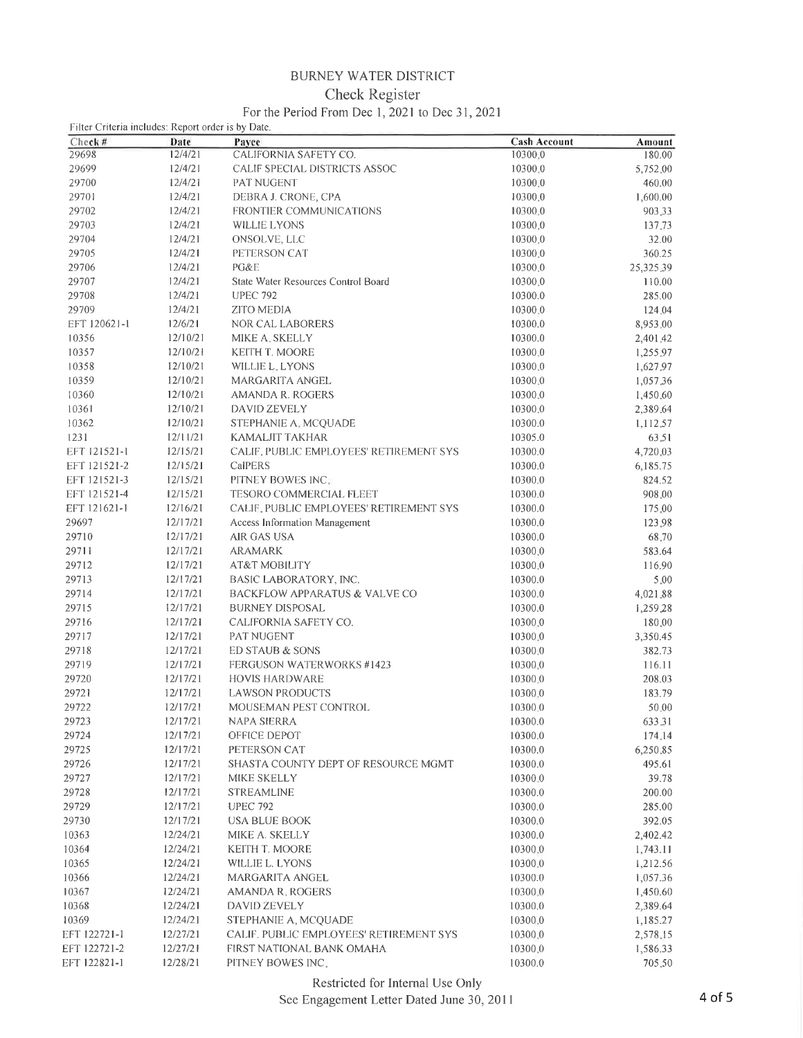# BURNEY WATER DISTRICT

## Check Register

For the Period From Dec 1, 2021 to Dec 31, 2021

Filter Criteria includes: Report order is by Date.

| Check # | Date | Payee | Cash Account | Amount |
|---|---|---|---|---|
| 29698 | 12/4/21 | CALIFORNIA SAFETY CO. | 10300.0 | 180.00 |
| 29699 | 12/4/21 | CALIF SPECIAL DISTRICTS ASSOC | 10300.0 | 5,752.00 |
| 29700 | 12/4/21 | PAT NUGENT | 10300.0 | 460.00 |
| 29701 | 12/4/21 | DEBRA J. CRONE, CPA | 10300.0 | 1,600.00 |
| 29702 | 12/4/21 | FRONTIER COMMUNICATIONS | 10300.0 | 903.33 |
| 29703 | 12/4/21 | WILLIE LYONS | 10300.0 | 137.73 |
| 29704 | 12/4/21 | ONSOLVE, LLC | 10300.0 | 32.00 |
| 29705 | 12/4/21 | PETERSON CAT | 10300.0 | 360.25 |
| 29706 | 12/4/21 | PG&E | 10300.0 | 25,325.39 |
| 29707 | 12/4/21 | State Water Resources Control Board | 10300.0 | 110.00 |
| 29708 | 12/4/21 | UPEC 792 | 10300.0 | 285.00 |
| 29709 | 12/4/21 | ZITO MEDIA | 10300.0 | 124.04 |
| EFT 120621-1 | 12/6/21 | NOR CAL LABORERS | 10300.0 | 8,953.00 |
| 10356 | 12/10/21 | MIKE A. SKELLY | 10300.0 | 2,401.42 |
| 10357 | 12/10/21 | KEITH T. MOORE | 10300.0 | 1,255.97 |
| 10358 | 12/10/21 | WILLIE L. LYONS | 10300.0 | 1,627.97 |
| 10359 | 12/10/21 | MARGARITA ANGEL | 10300.0 | 1,057.36 |
| 10360 | 12/10/21 | AMANDA R. ROGERS | 10300.0 | 1,450.60 |
| 10361 | 12/10/21 | DAVID ZEVELY | 10300.0 | 2,389.64 |
| 10362 | 12/10/21 | STEPHANIE A. MCQUADE | 10300.0 | 1,112.57 |
| 1231 | 12/11/21 | KAMALJIT TAKHAR | 10305.0 | 63.51 |
| EFT 121521-1 | 12/15/21 | CALIF. PUBLIC EMPLOYEES' RETIREMENT SYS | 10300.0 | 4,720.03 |
| EFT 121521-2 | 12/15/21 | CalPERS | 10300.0 | 6,185.75 |
| EFT 121521-3 | 12/15/21 | PITNEY BOWES INC. | 10300.0 | 824.52 |
| EFT 121521-4 | 12/15/21 | TESORO COMMERCIAL FLEET | 10300.0 | 908.00 |
| EFT 121621-1 | 12/16/21 | CALIF. PUBLIC EMPLOYEES' RETIREMENT SYS | 10300.0 | 175.00 |
| 29697 | 12/17/21 | Access Information Management | 10300.0 | 123.98 |
| 29710 | 12/17/21 | AIR GAS USA | 10300.0 | 68.70 |
| 29711 | 12/17/21 | ARAMARK | 10300.0 | 583.64 |
| 29712 | 12/17/21 | AT&T MOBILITY | 10300.0 | 116.90 |
| 29713 | 12/17/21 | BASIC LABORATORY, INC. | 10300.0 | 5.00 |
| 29714 | 12/17/21 | BACKFLOW APPARATUS & VALVE CO | 10300.0 | 4,021.88 |
| 29715 | 12/17/21 | BURNEY DISPOSAL | 10300.0 | 1,259.28 |
| 29716 | 12/17/21 | CALIFORNIA SAFETY CO. | 10300.0 | 180.00 |
| 29717 | 12/17/21 | PAT NUGENT | 10300.0 | 3,350.45 |
| 29718 | 12/17/21 | ED STAUB & SONS | 10300.0 | 382.73 |
| 29719 | 12/17/21 | FERGUSON WATERWORKS #1423 | 10300.0 | 116.11 |
| 29720 | 12/17/21 | HOVIS HARDWARE | 10300.0 | 208.03 |
| 29721 | 12/17/21 | LAWSON PRODUCTS | 10300.0 | 183.79 |
| 29722 | 12/17/21 | MOUSEMAN PEST CONTROL | 10300.0 | 50.00 |
| 29723 | 12/17/21 | NAPA SIERRA | 10300.0 | 633.31 |
| 29724 | 12/17/21 | OFFICE DEPOT | 10300.0 | 174.14 |
| 29725 | 12/17/21 | PETERSON CAT | 10300.0 | 6,250.85 |
| 29726 | 12/17/21 | SHASTA COUNTY DEPT OF RESOURCE MGMT | 10300.0 | 495.61 |
| 29727 | 12/17/21 | MIKE SKELLY | 10300.0 | 39.78 |
| 29728 | 12/17/21 | STREAMLINE | 10300.0 | 200.00 |
| 29729 | 12/17/21 | UPEC 792 | 10300.0 | 285.00 |
| 29730 | 12/17/21 | USA BLUE BOOK | 10300.0 | 392.05 |
| 10363 | 12/24/21 | MIKE A. SKELLY | 10300.0 | 2,402.42 |
| 10364 | 12/24/21 | KEITH T. MOORE | 10300.0 | 1,743.11 |
| 10365 | 12/24/21 | WILLIE L. LYONS | 10300.0 | 1,212.56 |
| 10366 | 12/24/21 | MARGARITA ANGEL | 10300.0 | 1,057.36 |
| 10367 | 12/24/21 | AMANDA R. ROGERS | 10300.0 | 1,450.60 |
| 10368 | 12/24/21 | DAVID ZEVELY | 10300.0 | 2,389.64 |
| 10369 | 12/24/21 | STEPHANIE A. MCQUADE | 10300.0 | 1,185.27 |
| EFT 122721-1 | 12/27/21 | CALIF. PUBLIC EMPLOYEES' RETIREMENT SYS | 10300.0 | 2,578.15 |
| EFT 122721-2 | 12/27/21 | FIRST NATIONAL BANK OMAHA | 10300.0 | 1,586.33 |
| EFT 122821-1 | 12/28/21 | PITNEY BOWES INC. | 10300.0 | 705.50 |

Restricted for Internal Use Only
See Engagement Letter Dated June 30, 2011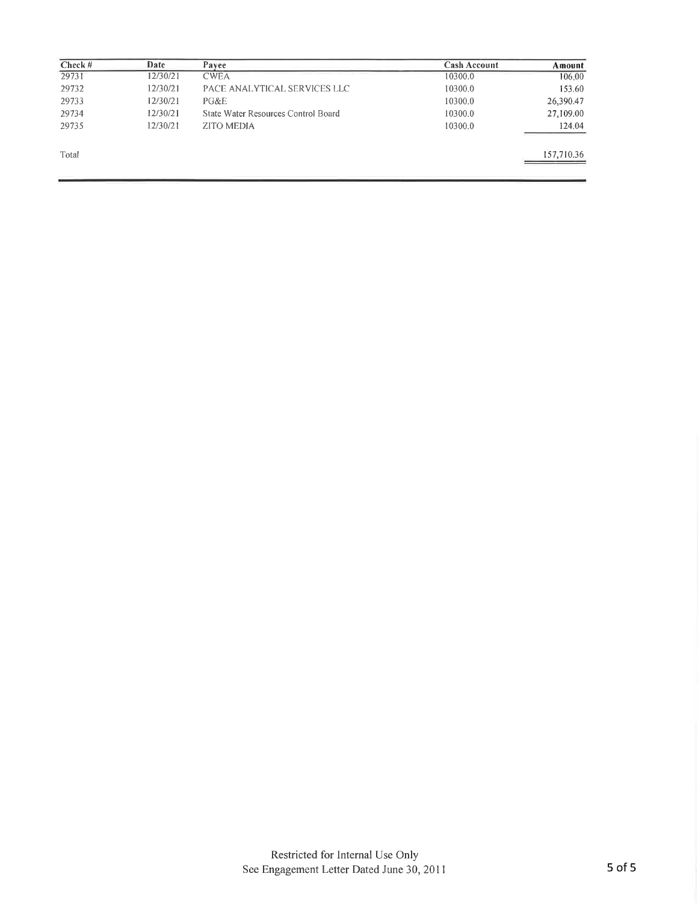| Check # | Date | Payee | Cash Account | Amount |
|---|---|---|---|---|
| 29731 | 12/30/21 | CWEA | 10300.0 | 106.00 |
| 29732 | 12/30/21 | PACE ANALYTICAL SERVICES LLC | 10300.0 | 153.60 |
| 29733 | 12/30/21 | PG&E | 10300.0 | 26,390.47 |
| 29734 | 12/30/21 | State Water Resources Control Board | 10300.0 | 27,109.00 |
| 29735 | 12/30/21 | ZITO MEDIA | 10300.0 | 124.04 |
| Total | | | | 157,710.36 |

Restricted for Internal Use Only
See Engagement Letter Dated June 30, 2011